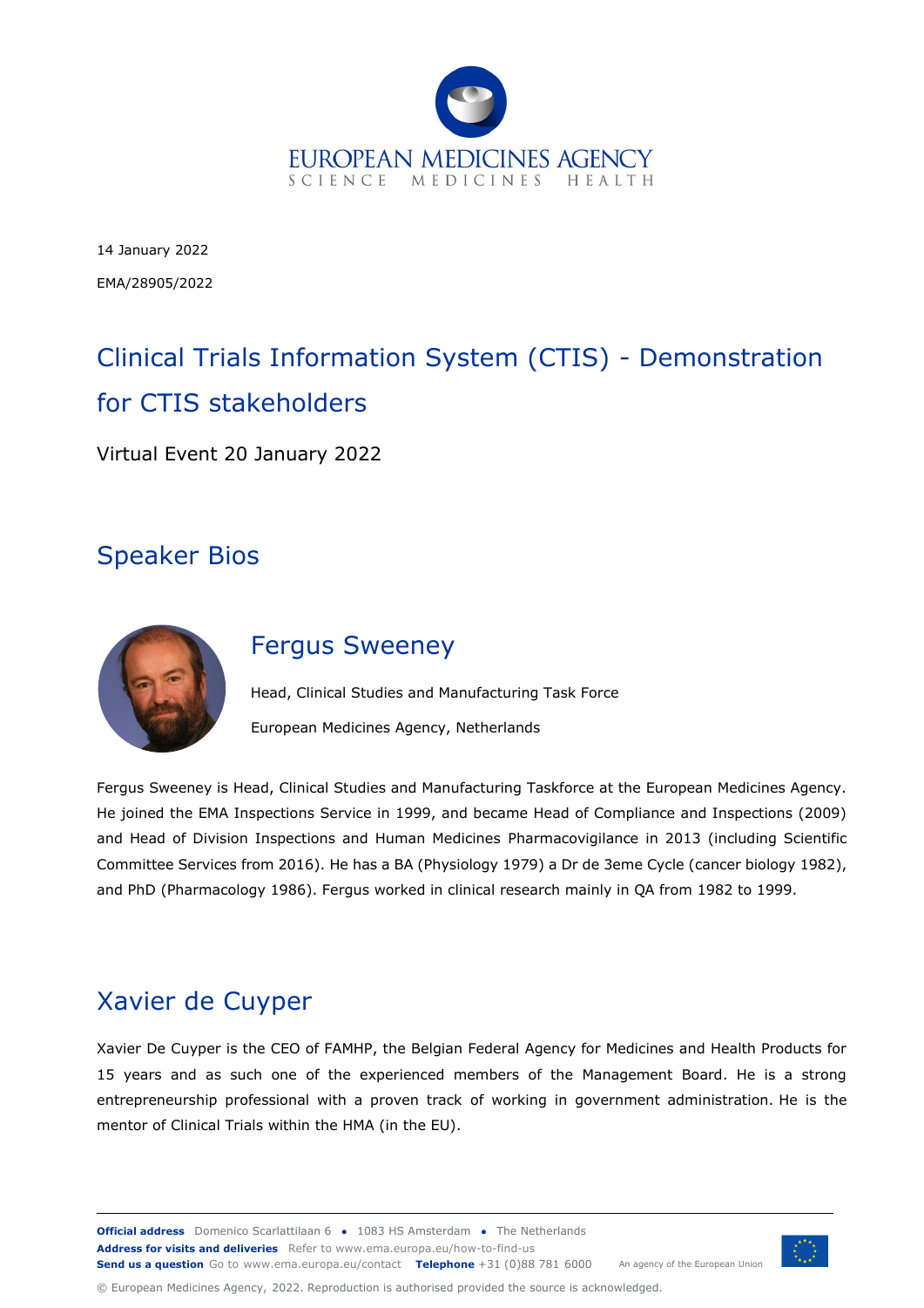14 January 2022

EMA/28905/2022

# Clinical Trials Information System (CTIS) - Demonstration for CTIS stakeholders

Virtual Event 20 January 2022

## Speaker Bios

### Fergus Sweeney

Head, Clinical Studies and Manufacturing Task Force

European Medicines Agency, Netherlands

Fergus Sweeney is Head, Clinical Studies and Manufacturing Taskforce at the European Medicines Agency. He joined the EMA Inspections Service in 1999, and became Head of Compliance and Inspections (2009) and Head of Division Inspections and Human Medicines Pharmacovigilance in 2013 (including Scientific Committee Services from 2016). He has a BA (Physiology 1979) a Dr de 3eme Cycle (cancer biology 1982), and PhD (Pharmacology 1986). Fergus worked in clinical research mainly in QA from 1982 to 1999.

### Xavier de Cuyper

Xavier De Cuyper is the CEO of FAMHP, the Belgian Federal Agency for Medicines and Health Products for 15 years and as such one of the experienced members of the Management Board. He is a strong entrepreneurship professional with a proven track of working in government administration. He is the mentor of Clinical Trials within the HMA (in the EU).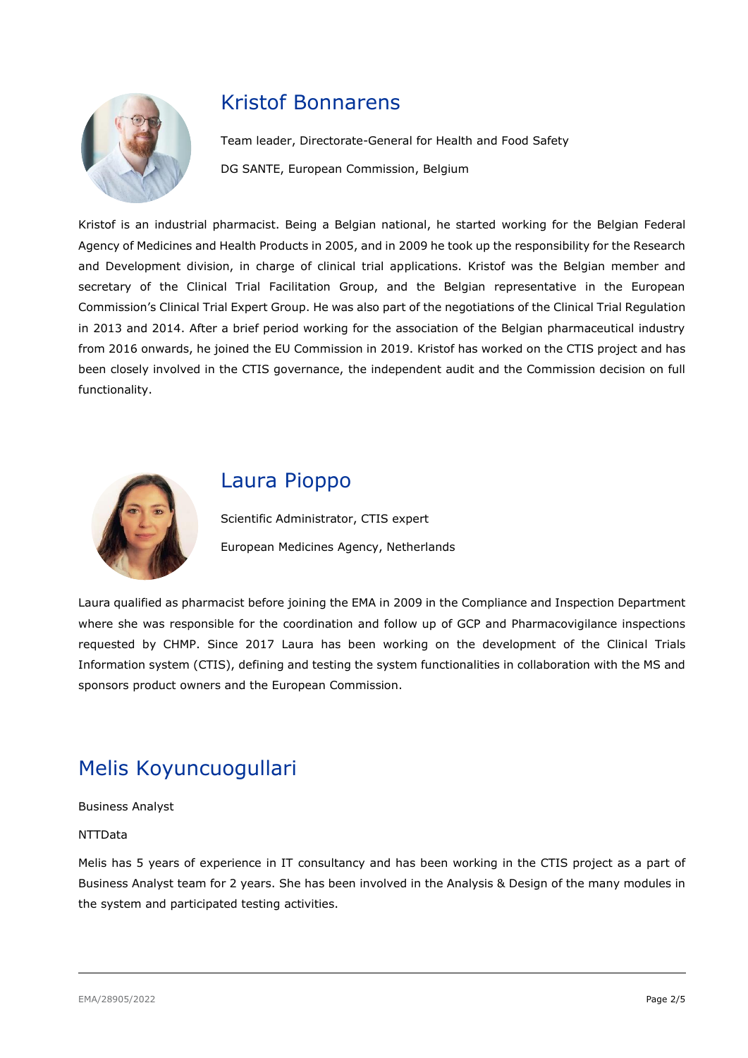## Kristof Bonnarens

Team leader, Directorate-General for Health and Food Safety

DG SANTE, European Commission, Belgium

Kristof is an industrial pharmacist. Being a Belgian national, he started working for the Belgian Federal Agency of Medicines and Health Products in 2005, and in 2009 he took up the responsibility for the Research and Development division, in charge of clinical trial applications. Kristof was the Belgian member and secretary of the Clinical Trial Facilitation Group, and the Belgian representative in the European Commission's Clinical Trial Expert Group. He was also part of the negotiations of the Clinical Trial Regulation in 2013 and 2014. After a brief period working for the association of the Belgian pharmaceutical industry from 2016 onwards, he joined the EU Commission in 2019. Kristof has worked on the CTIS project and has been closely involved in the CTIS governance, the independent audit and the Commission decision on full functionality.

## Laura Pioppo

Scientific Administrator, CTIS expert

European Medicines Agency, Netherlands

Laura qualified as pharmacist before joining the EMA in 2009 in the Compliance and Inspection Department where she was responsible for the coordination and follow up of GCP and Pharmacovigilance inspections requested by CHMP. Since 2017 Laura has been working on the development of the Clinical Trials Information system (CTIS), defining and testing the system functionalities in collaboration with the MS and sponsors product owners and the European Commission.

## Melis Koyuncuogullari

Business Analyst

NTTData

Melis has 5 years of experience in IT consultancy and has been working in the CTIS project as a part of Business Analyst team for 2 years. She has been involved in the Analysis & Design of the many modules in the system and participated testing activities.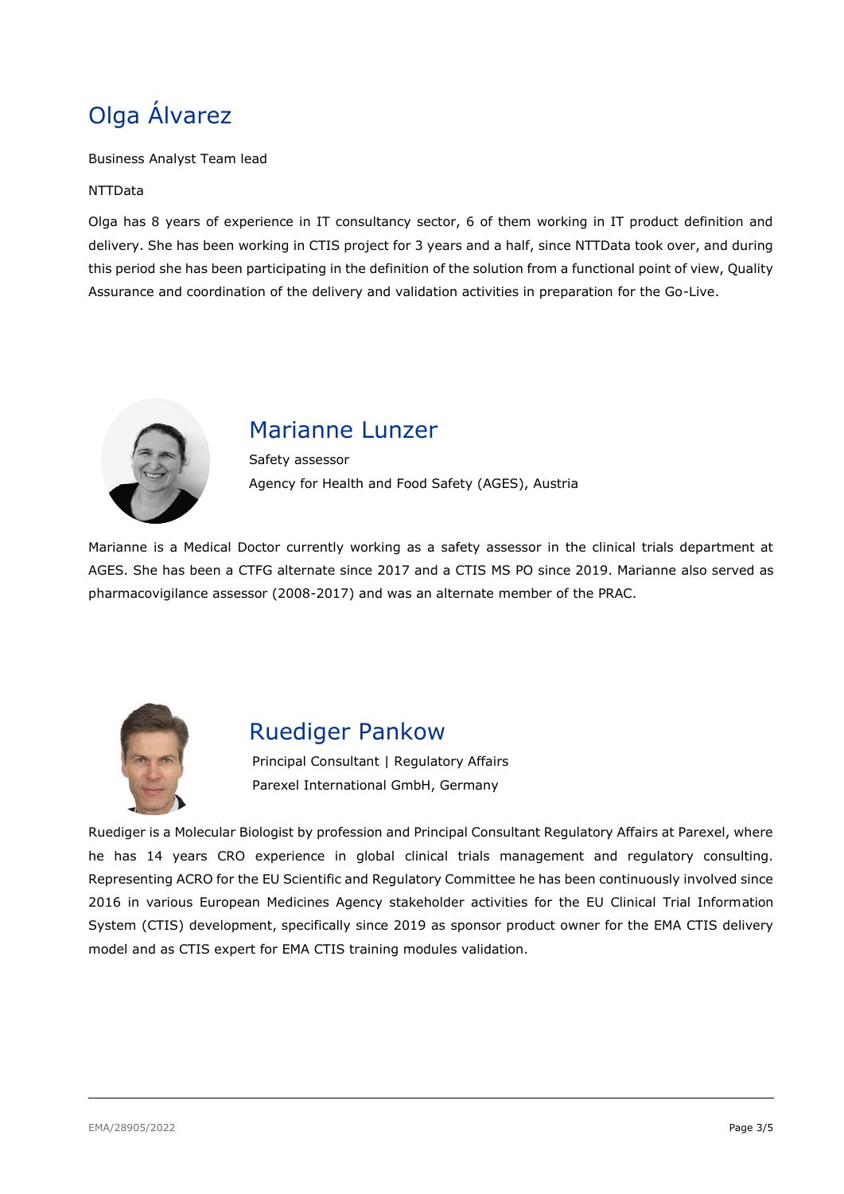## Olga Álvarez

Business Analyst Team lead

NTTData

Olga has 8 years of experience in IT consultancy sector, 6 of them working in IT product definition and delivery. She has been working in CTIS project for 3 years and a half, since NTTData took over, and during this period she has been participating in the definition of the solution from a functional point of view, Quality Assurance and coordination of the delivery and validation activities in preparation for the Go-Live.

## Marianne Lunzer

Safety assessor

Agency for Health and Food Safety (AGES), Austria

Marianne is a Medical Doctor currently working as a safety assessor in the clinical trials department at AGES. She has been a CTFG alternate since 2017 and a CTIS MS PO since 2019. Marianne also served as pharmacovigilance assessor (2008-2017) and was an alternate member of the PRAC.

## Ruediger Pankow

Principal Consultant | Regulatory Affairs

Parexel International GmbH, Germany

Ruediger is a Molecular Biologist by profession and Principal Consultant Regulatory Affairs at Parexel, where he has 14 years CRO experience in global clinical trials management and regulatory consulting. Representing ACRO for the EU Scientific and Regulatory Committee he has been continuously involved since 2016 in various European Medicines Agency stakeholder activities for the EU Clinical Trial Information System (CTIS) development, specifically since 2019 as sponsor product owner for the EMA CTIS delivery model and as CTIS expert for EMA CTIS training modules validation.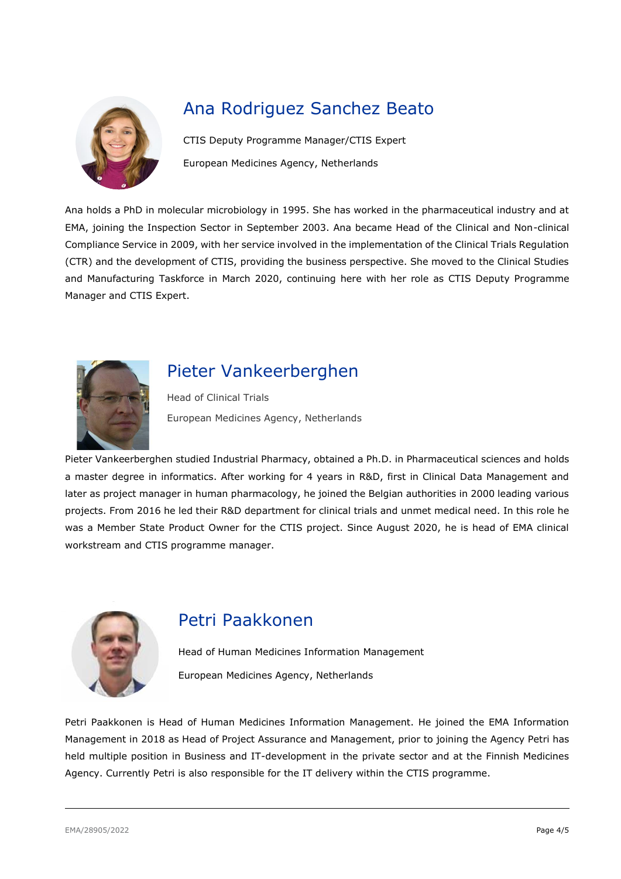## Ana Rodriguez Sanchez Beato

CTIS Deputy Programme Manager/CTIS Expert

European Medicines Agency, Netherlands

Ana holds a PhD in molecular microbiology in 1995. She has worked in the pharmaceutical industry and at EMA, joining the Inspection Sector in September 2003. Ana became Head of the Clinical and Non-clinical Compliance Service in 2009, with her service involved in the implementation of the Clinical Trials Regulation (CTR) and the development of CTIS, providing the business perspective. She moved to the Clinical Studies and Manufacturing Taskforce in March 2020, continuing here with her role as CTIS Deputy Programme Manager and CTIS Expert.

## Pieter Vankeerberghen

Head of Clinical Trials

European Medicines Agency, Netherlands

Pieter Vankeerberghen studied Industrial Pharmacy, obtained a Ph.D. in Pharmaceutical sciences and holds a master degree in informatics. After working for 4 years in R&D, first in Clinical Data Management and later as project manager in human pharmacology, he joined the Belgian authorities in 2000 leading various projects. From 2016 he led their R&D department for clinical trials and unmet medical need. In this role he was a Member State Product Owner for the CTIS project. Since August 2020, he is head of EMA clinical workstream and CTIS programme manager.

## Petri Paakkonen

Head of Human Medicines Information Management

European Medicines Agency, Netherlands

Petri Paakkonen is Head of Human Medicines Information Management. He joined the EMA Information Management in 2018 as Head of Project Assurance and Management, prior to joining the Agency Petri has held multiple position in Business and IT-development in the private sector and at the Finnish Medicines Agency. Currently Petri is also responsible for the IT delivery within the CTIS programme.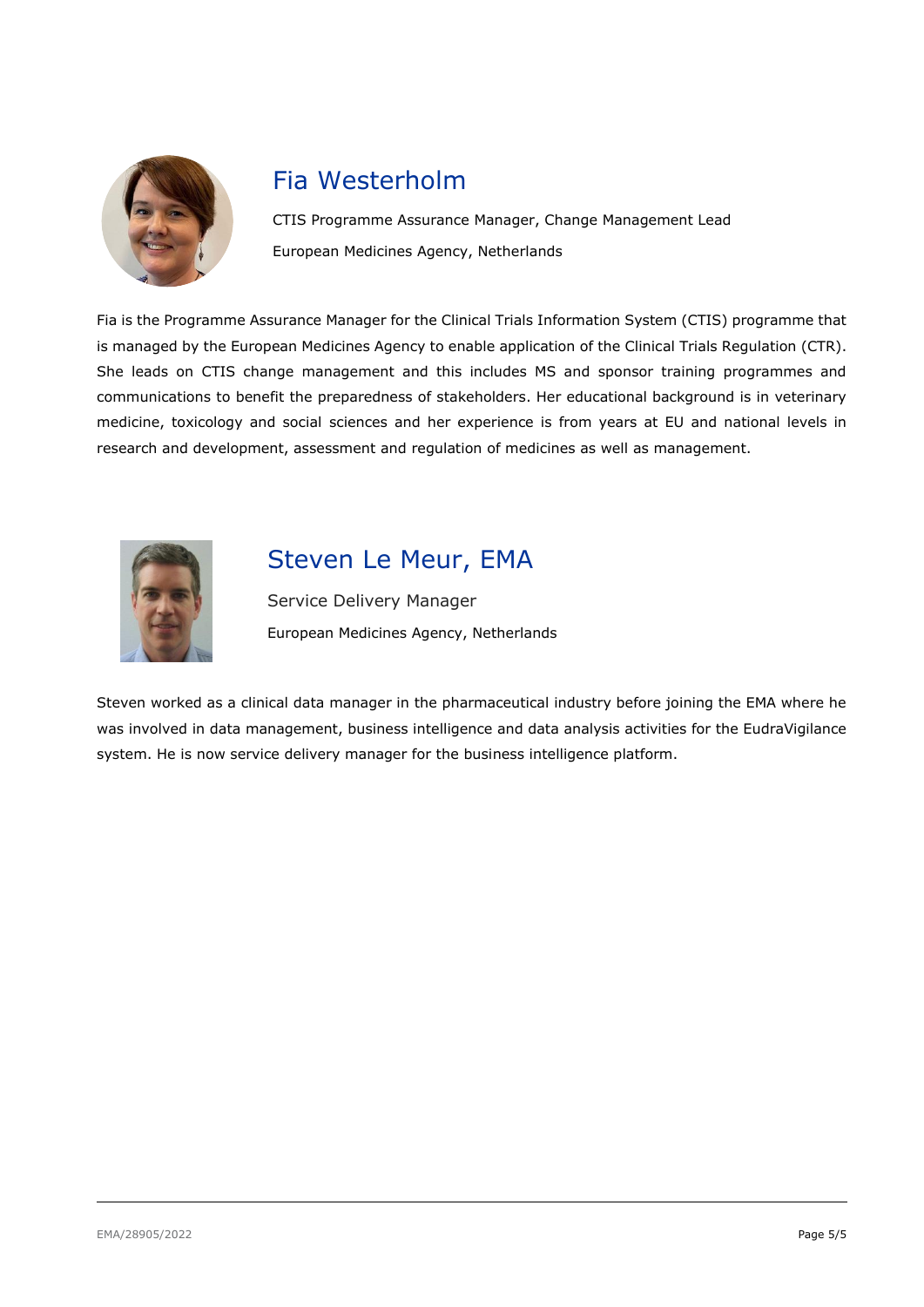## Fia Westerholm

CTIS Programme Assurance Manager, Change Management Lead

European Medicines Agency, Netherlands

Fia is the Programme Assurance Manager for the Clinical Trials Information System (CTIS) programme that is managed by the European Medicines Agency to enable application of the Clinical Trials Regulation (CTR). She leads on CTIS change management and this includes MS and sponsor training programmes and communications to benefit the preparedness of stakeholders. Her educational background is in veterinary medicine, toxicology and social sciences and her experience is from years at EU and national levels in research and development, assessment and regulation of medicines as well as management.

## Steven Le Meur, EMA

Service Delivery Manager

European Medicines Agency, Netherlands

Steven worked as a clinical data manager in the pharmaceutical industry before joining the EMA where he was involved in data management, business intelligence and data analysis activities for the EudraVigilance system. He is now service delivery manager for the business intelligence platform.

EMA/28905/2022